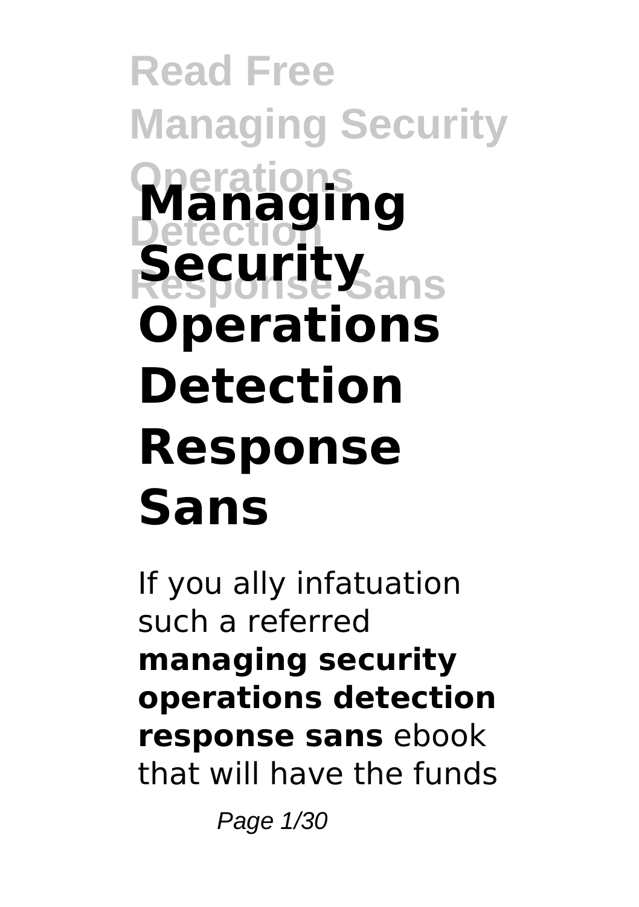# Managing Security Operations Detection Response Sans

If you ally infatuation such a referred **managing security operations detection response sans** ebook that will have the funds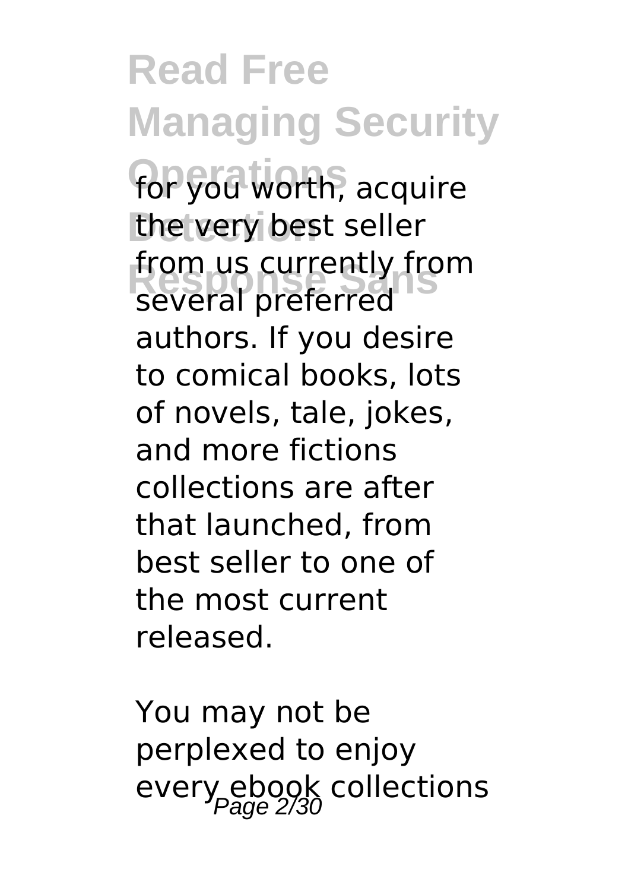for you worth, acquire the very best seller from us currently from several preferred authors. If you desire to comical books, lots of novels, tale, jokes, and more fictions collections are after that launched, from best seller to one of the most current released.

You may not be perplexed to enjoy every ebook collections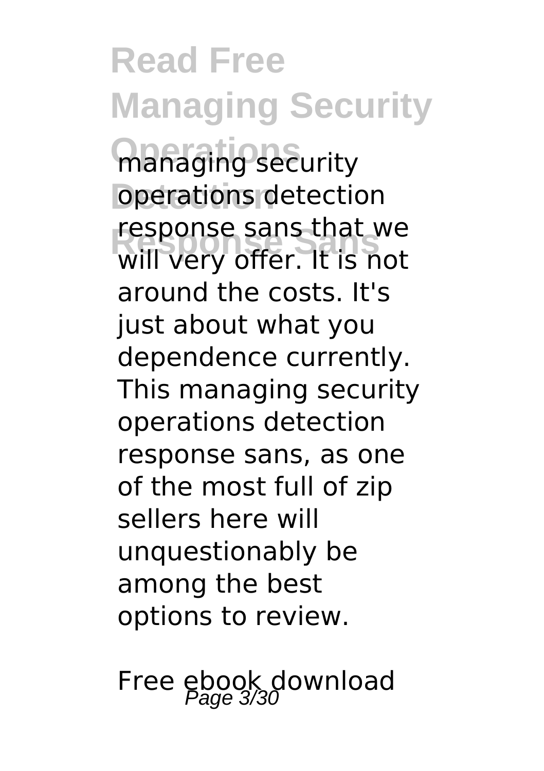managing security operations detection response sans that we will very offer. It is not around the costs. It's just about what you dependence currently. This managing security operations detection response sans, as one of the most full of zip sellers here will unquestionably be among the best options to review.

Free ebook download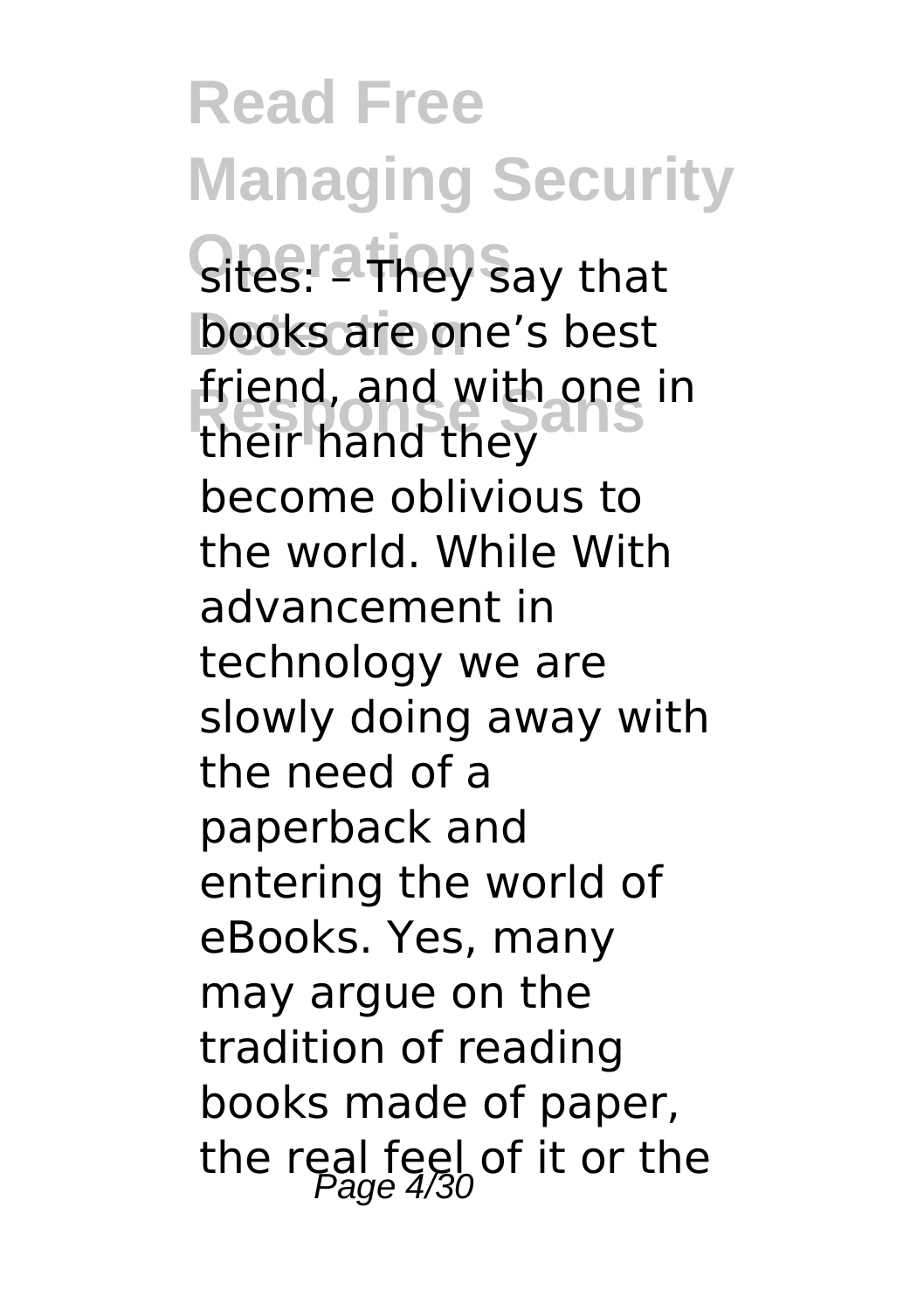sites: – They say that books are one's best friend, and with one in their hand they become oblivious to the world. While With advancement in technology we are slowly doing away with the need of a paperback and entering the world of eBooks. Yes, many may argue on the tradition of reading books made of paper, the real feel of it or the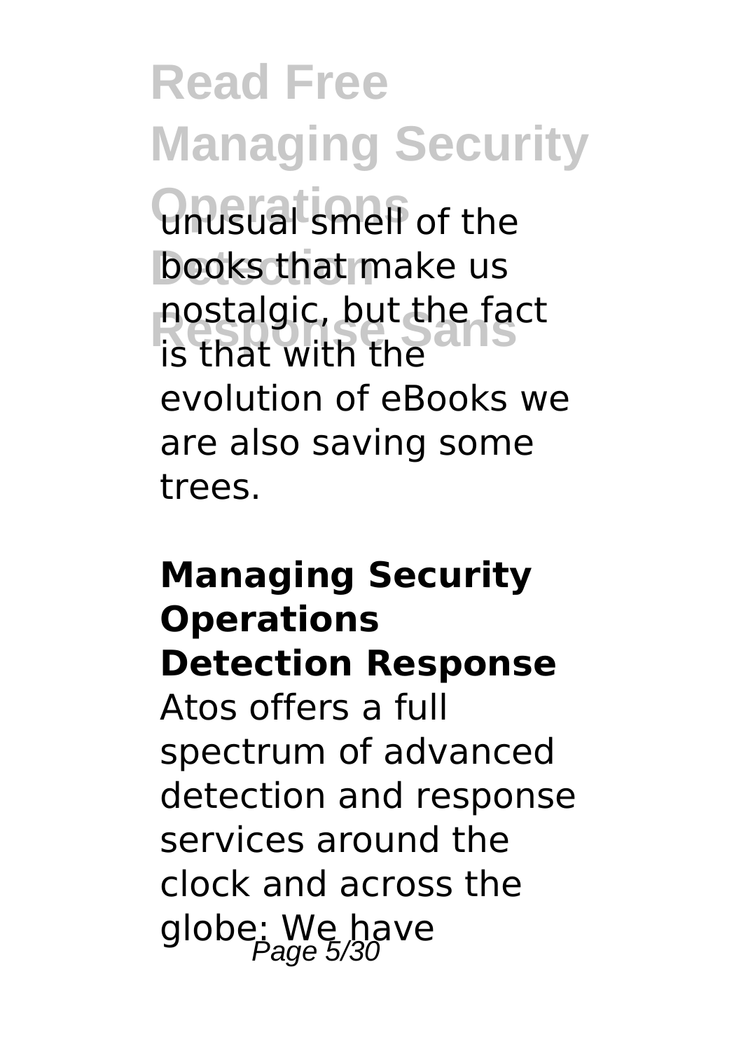unusual smell of the books that make us nostalgic, but the fact is that with the evolution of eBooks we are also saving some trees.

## Managing Security Operations Detection Response

Atos offers a full spectrum of advanced detection and response services around the clock and across the globe: We have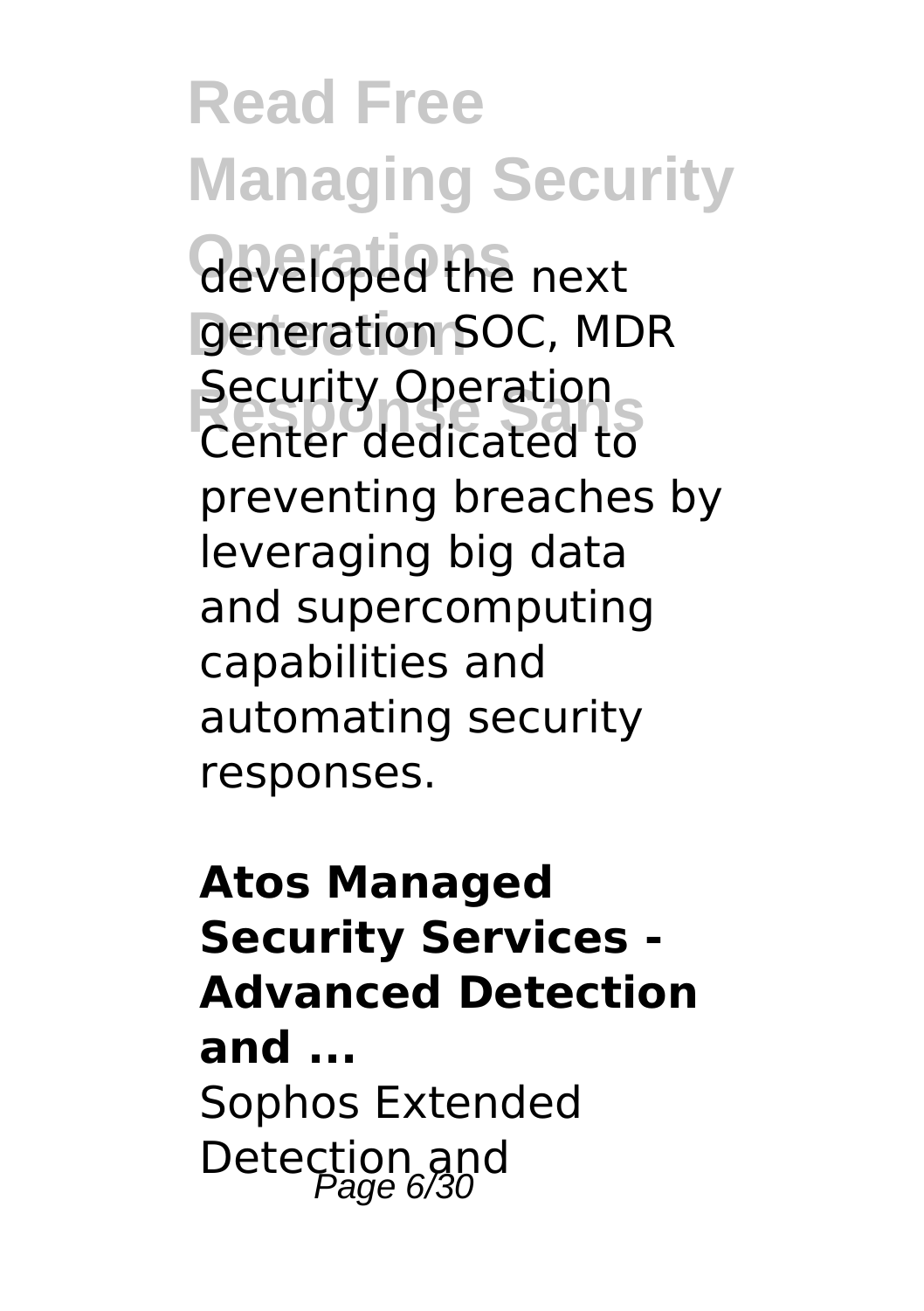developed the next generation SOC, MDR Security Operation Center dedicated to preventing breaches by leveraging big data and supercomputing capabilities and automating security responses.

**Atos Managed Security Services - Advanced Detection and ...**

Sophos Extended Detection and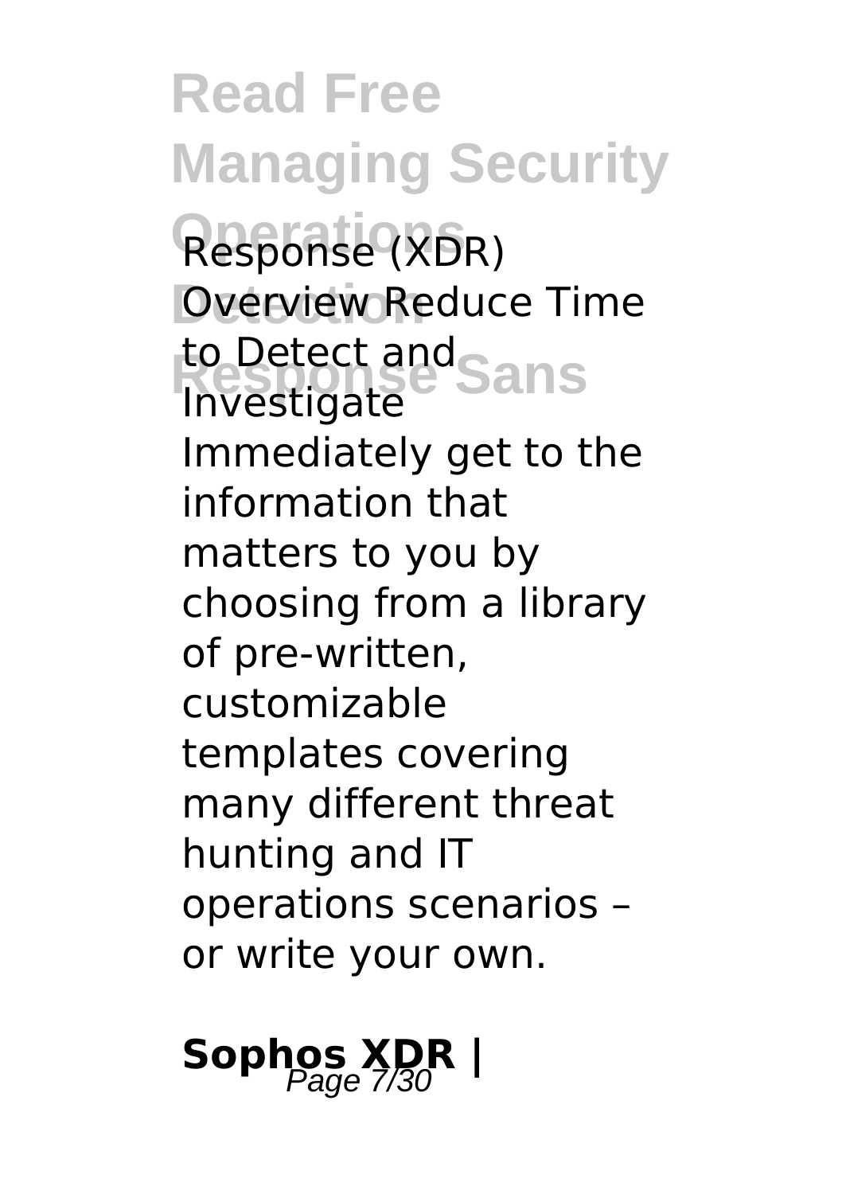Response (XDR) Overview Reduce Time to Detect and Investigate Immediately get to the information that matters to you by choosing from a library of pre-written, customizable templates covering many different threat hunting and IT operations scenarios – or write your own.

## **Sophos XDR |**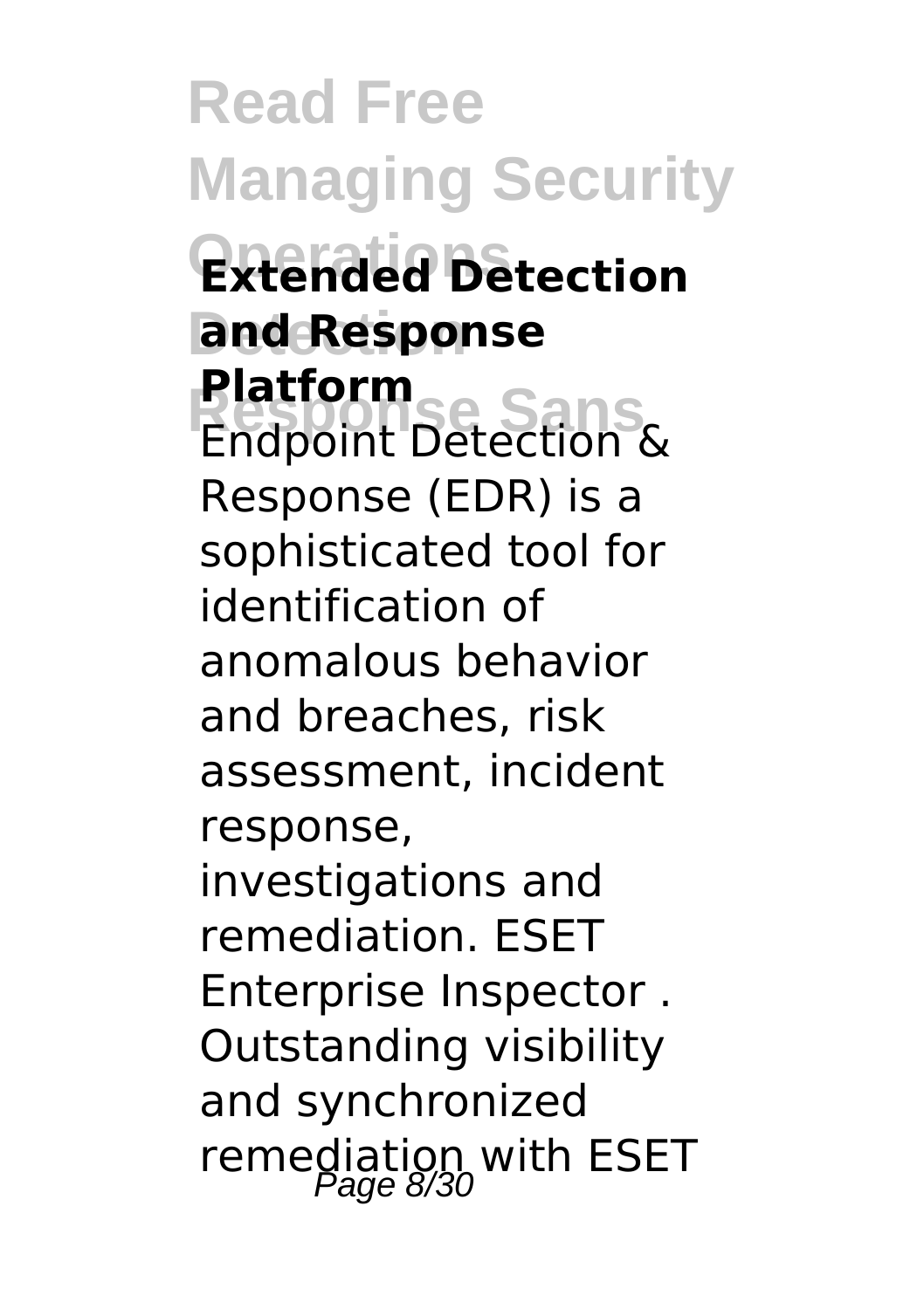**Extended Detection and Response Platform**

Endpoint Detection & Response (EDR) is a sophisticated tool for identification of anomalous behavior and breaches, risk assessment, incident response, investigations and remediation. ESET Enterprise Inspector . Outstanding visibility and synchronized remediation with ESET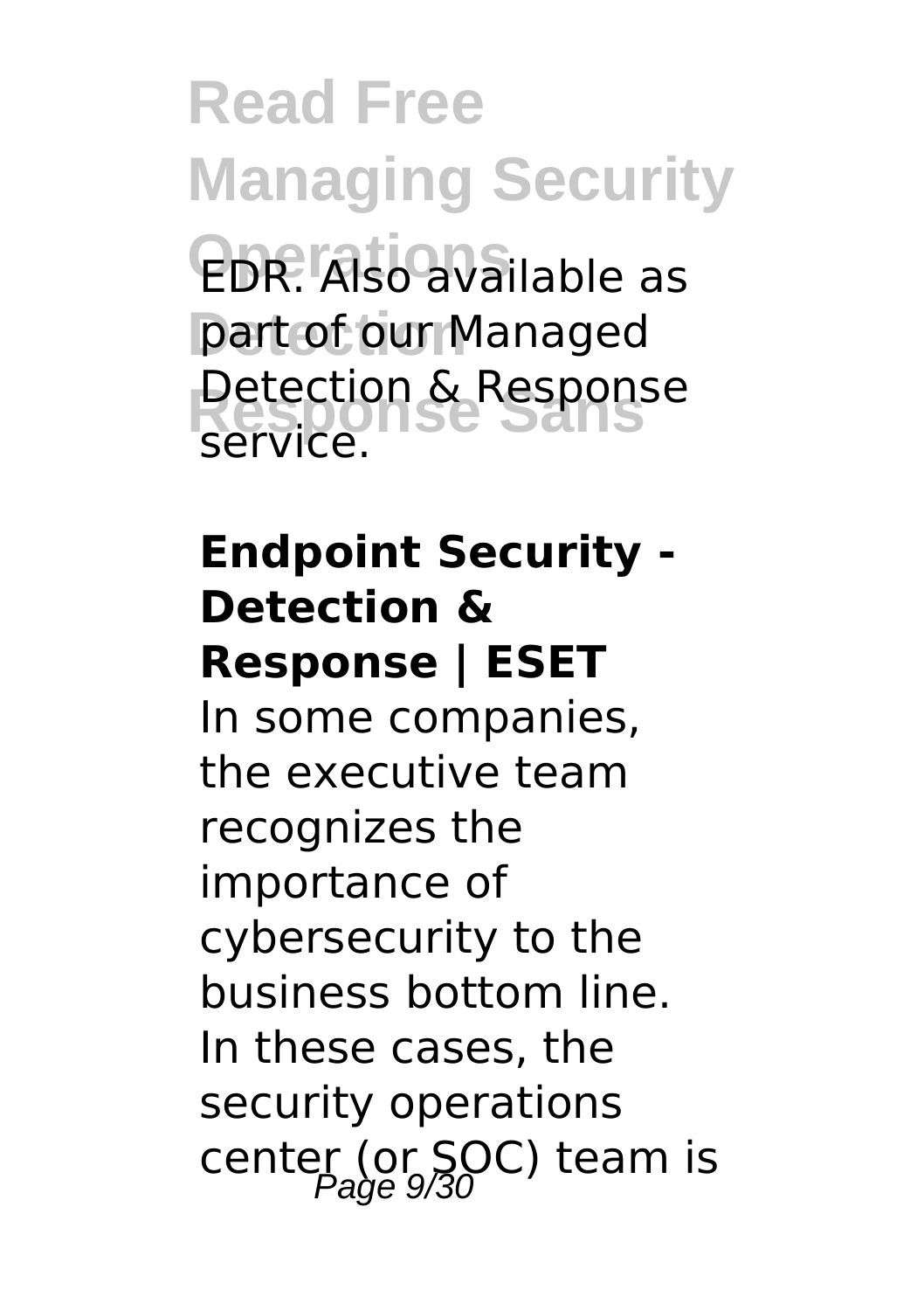EDR. Also available as part of our Managed Detection & Response service.

**Endpoint Security - Detection & Response | ESET**

In some companies, the executive team recognizes the importance of cybersecurity to the business bottom line. In these cases, the security operations center (or SOC) team is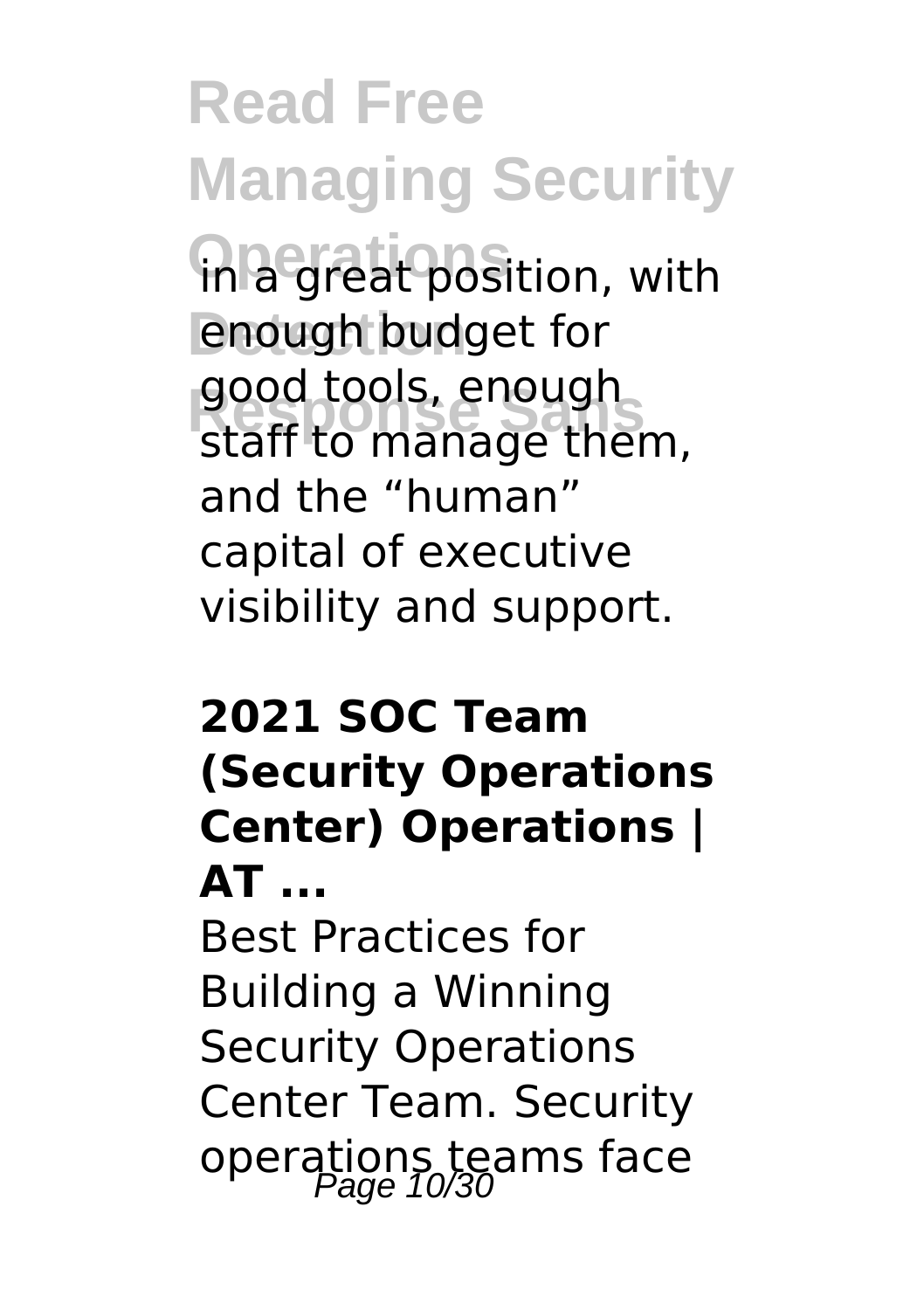in a great position, with enough budget for good tools, enough staff to manage them, and the "human" capital of executive visibility and support.

### 2021 SOC Team (Security Operations Center) Operations | AT ...

Best Practices for Building a Winning Security Operations Center Team. Security operations teams face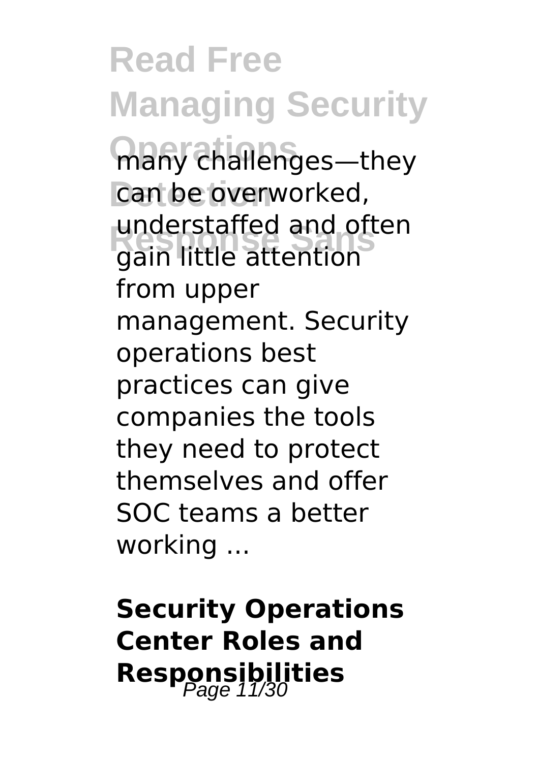many challenges—they can be overworked, understaffed and often gain little attention from upper management. Security operations best practices can give companies the tools they need to protect themselves and offer SOC teams a better working ...

**Security Operations Center Roles and Responsibilities**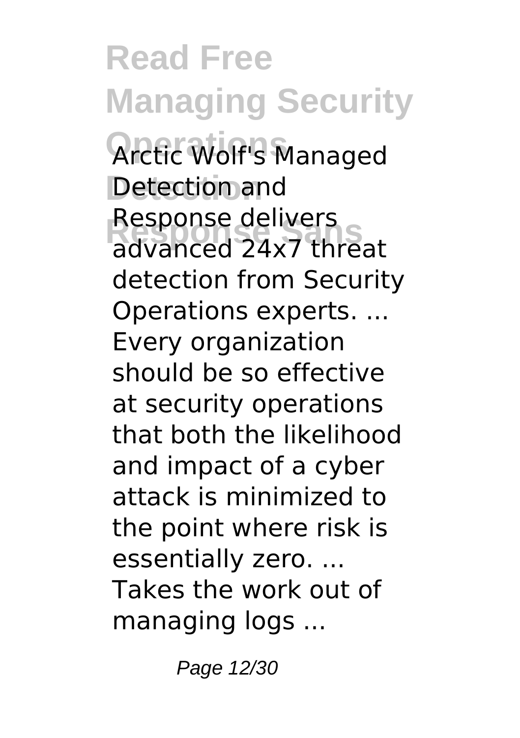Arctic Wolf's Managed Detection and Response delivers advanced 24x7 threat detection from Security Operations experts. ... Every organization should be so effective at security operations that both the likelihood and impact of a cyber attack is minimized to the point where risk is essentially zero. ... Takes the work out of managing logs ...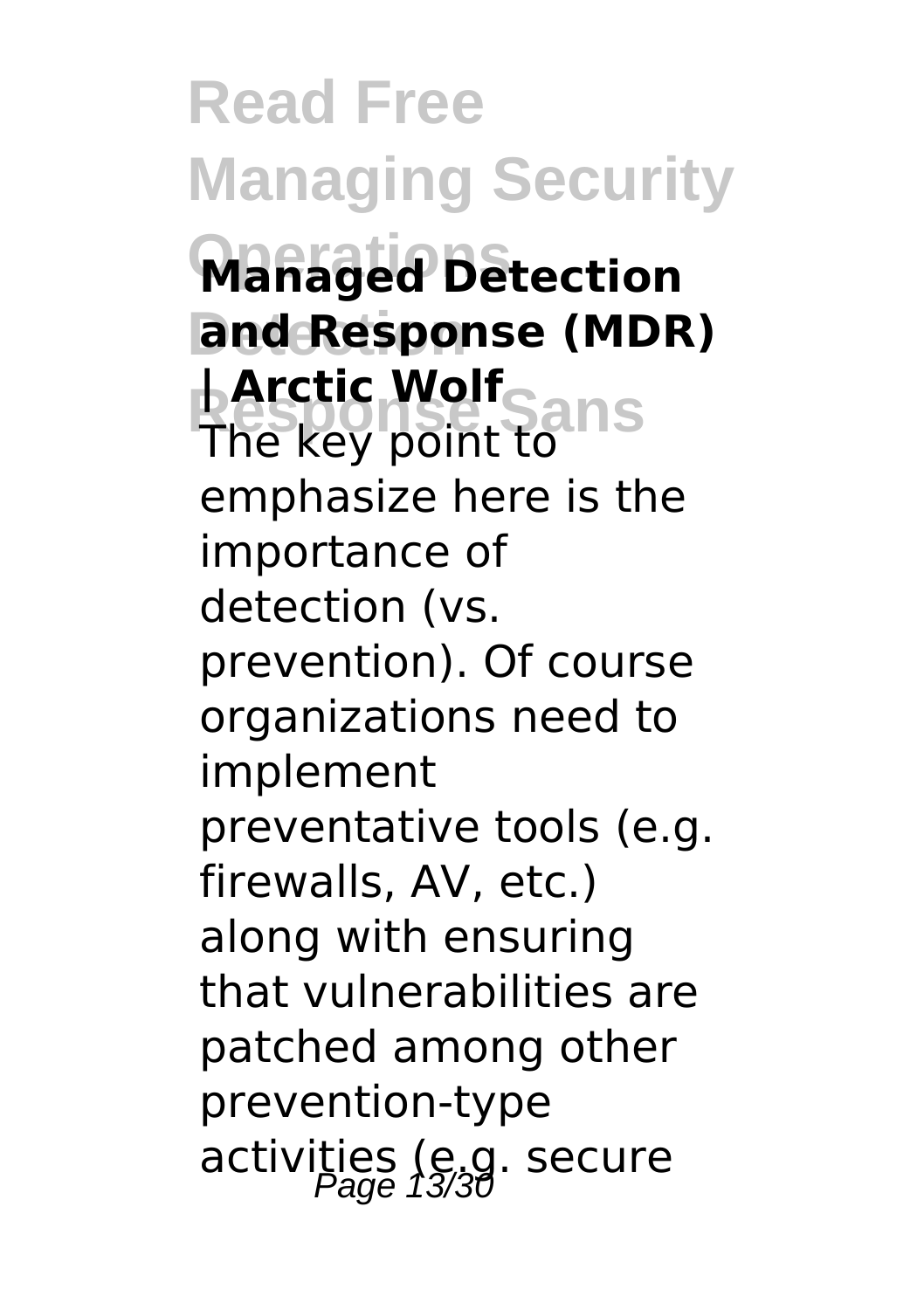**Managed Detection and Response (MDR) | Arctic Wolf**

The key point to emphasize here is the importance of detection (vs. prevention). Of course organizations need to implement preventative tools (e.g. firewalls, AV, etc.) along with ensuring that vulnerabilities are patched among other prevention-type activities (e.g. secure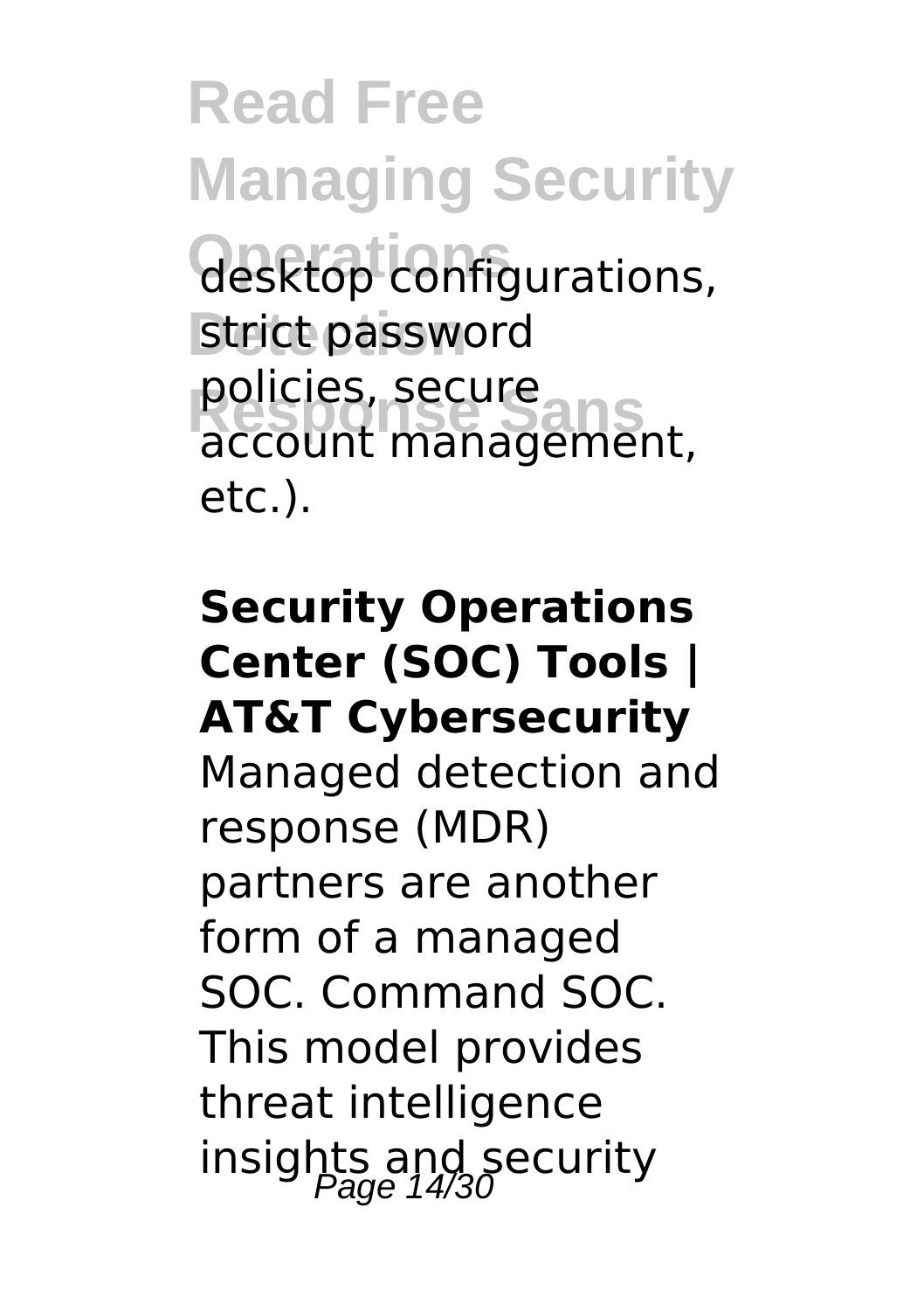desktop configurations, strict password policies, secure account management, etc.).

**Security Operations Center (SOC) Tools | AT&T Cybersecurity**

Managed detection and response (MDR) partners are another form of a managed SOC. Command SOC. This model provides threat intelligence insights and security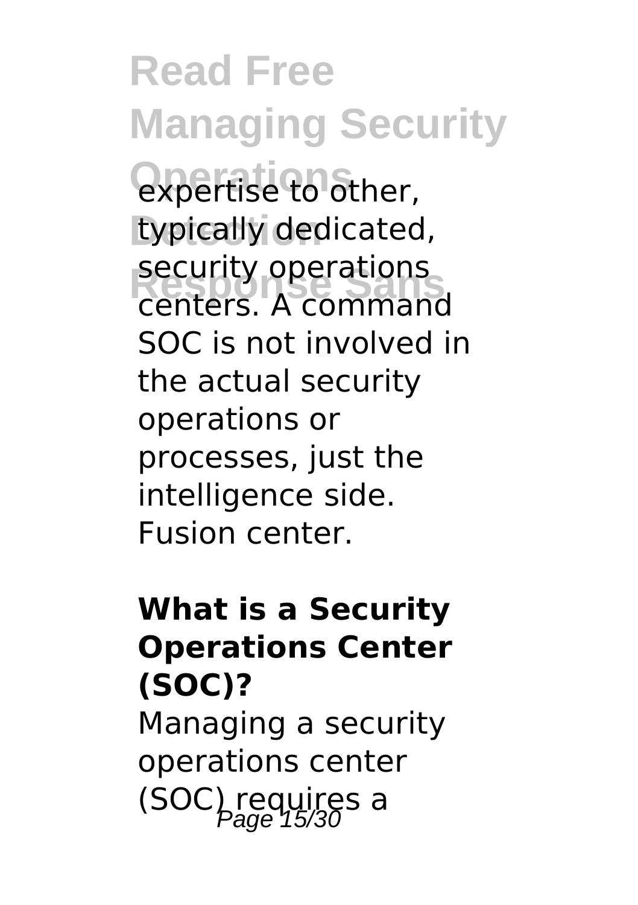expertise to other, typically dedicated, security operations centers. A command SOC is not involved in the actual security operations or processes, just the intelligence side. Fusion center.

**What is a Security Operations Center (SOC)?**

Managing a security operations center (SOC) requires a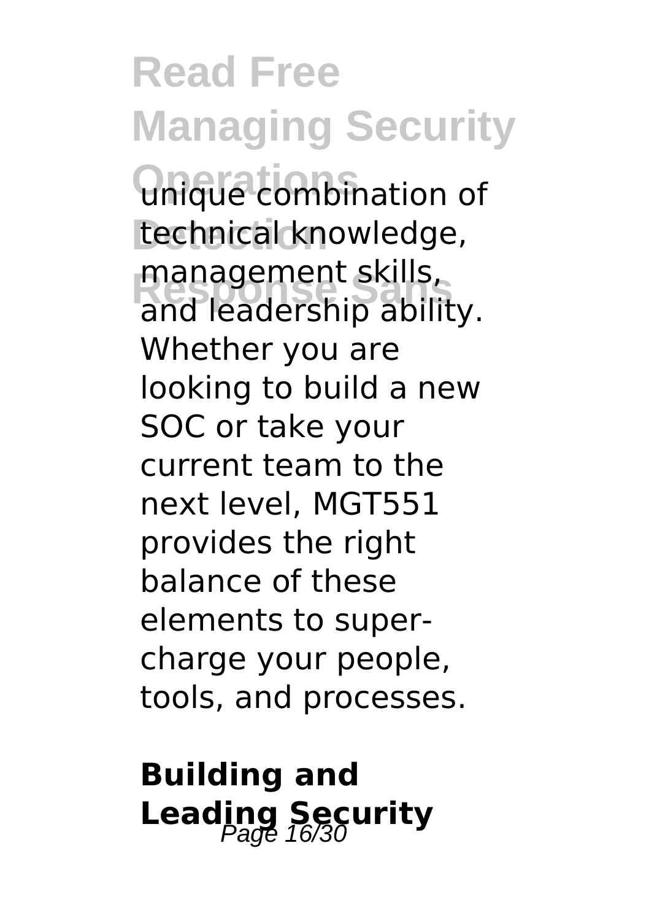unique combination of technical knowledge, management skills, and leadership ability. Whether you are looking to build a new SOC or take your current team to the next level, MGT551 provides the right balance of these elements to super-charge your people, tools, and processes.

**Building and Leading Security**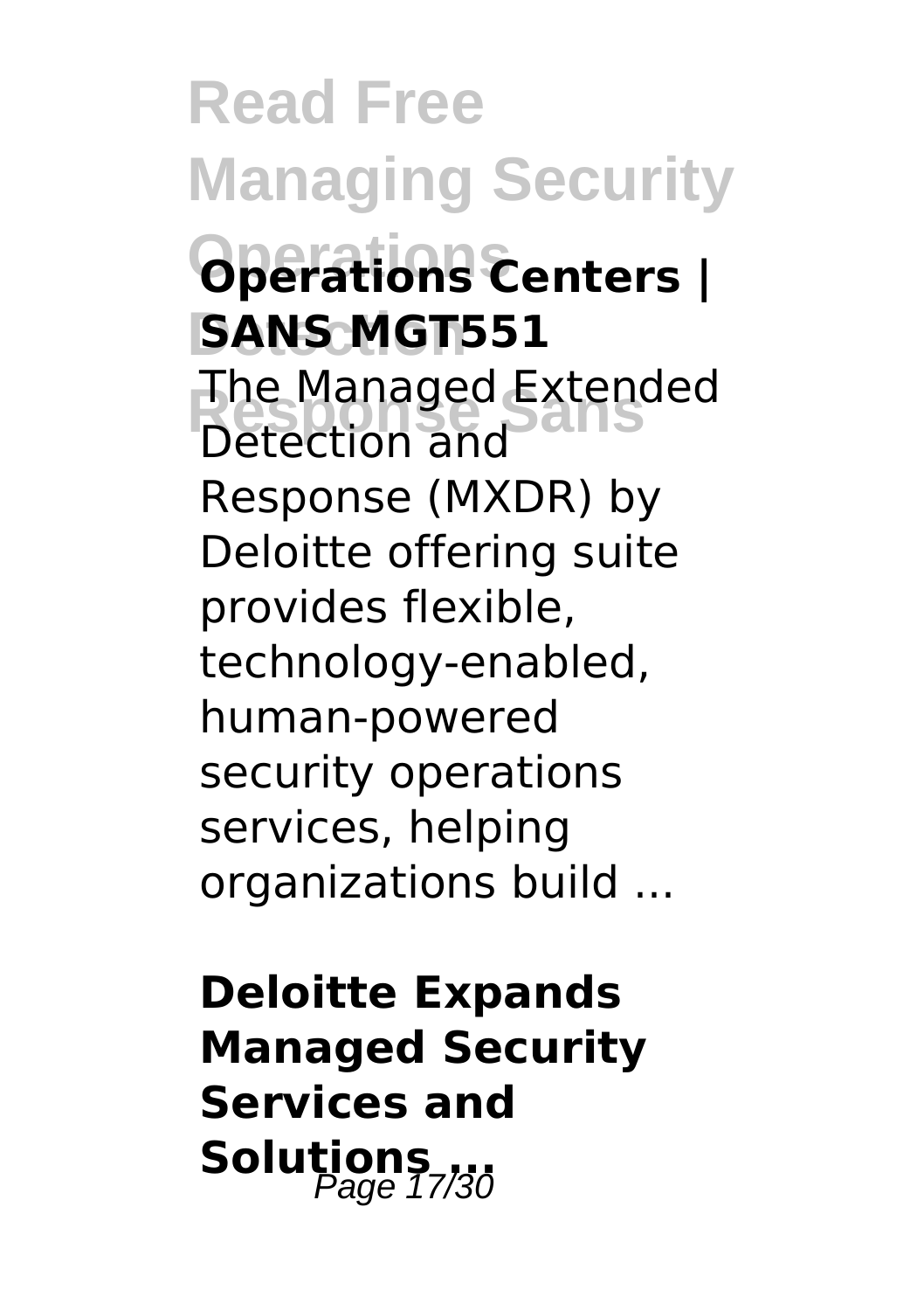**Operations Centers | SANS MGT551**

The Managed Extended Detection and Response (MXDR) by Deloitte offering suite provides flexible, technology-enabled, human-powered security operations services, helping organizations build ...

**Deloitte Expands Managed Security Services and Solutions ...**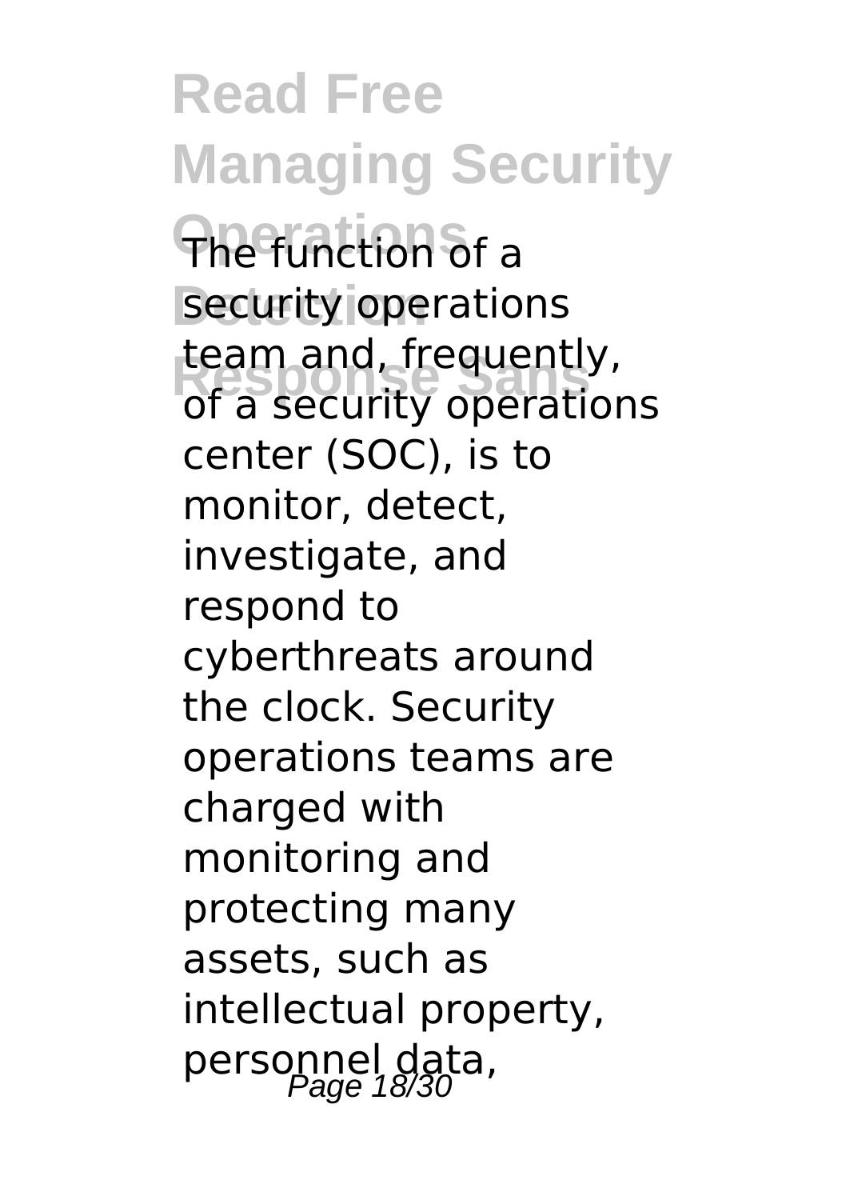The function of a security operations team and, frequently, of a security operations center (SOC), is to monitor, detect, investigate, and respond to cyberthreats around the clock. Security operations teams are charged with monitoring and protecting many assets, such as intellectual property, personnel data,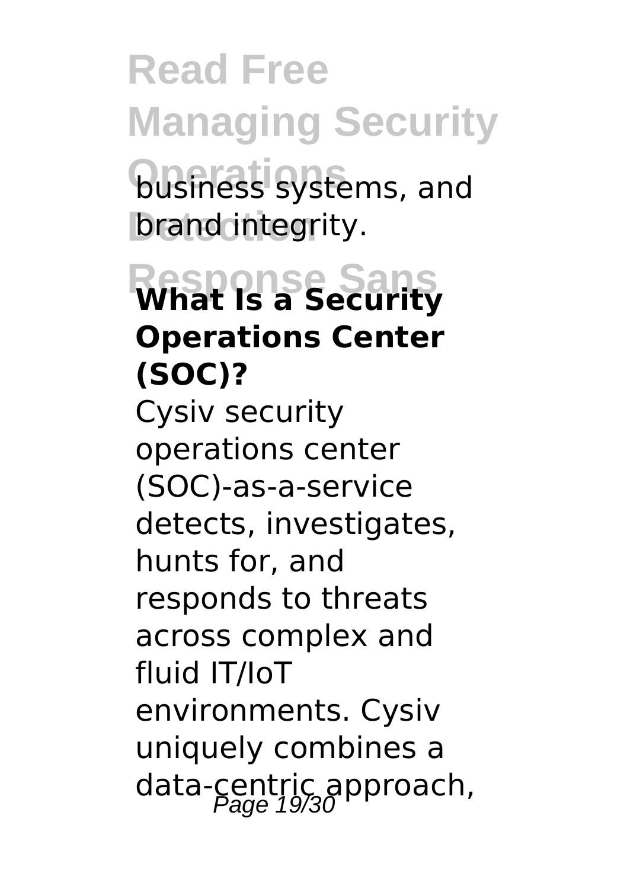business systems, and brand integrity.

## What Is a Security Operations Center (SOC)?

Cysiv security operations center (SOC)-as-a-service detects, investigates, hunts for, and responds to threats across complex and fluid IT/IoT environments. Cysiv uniquely combines a data-centric approach,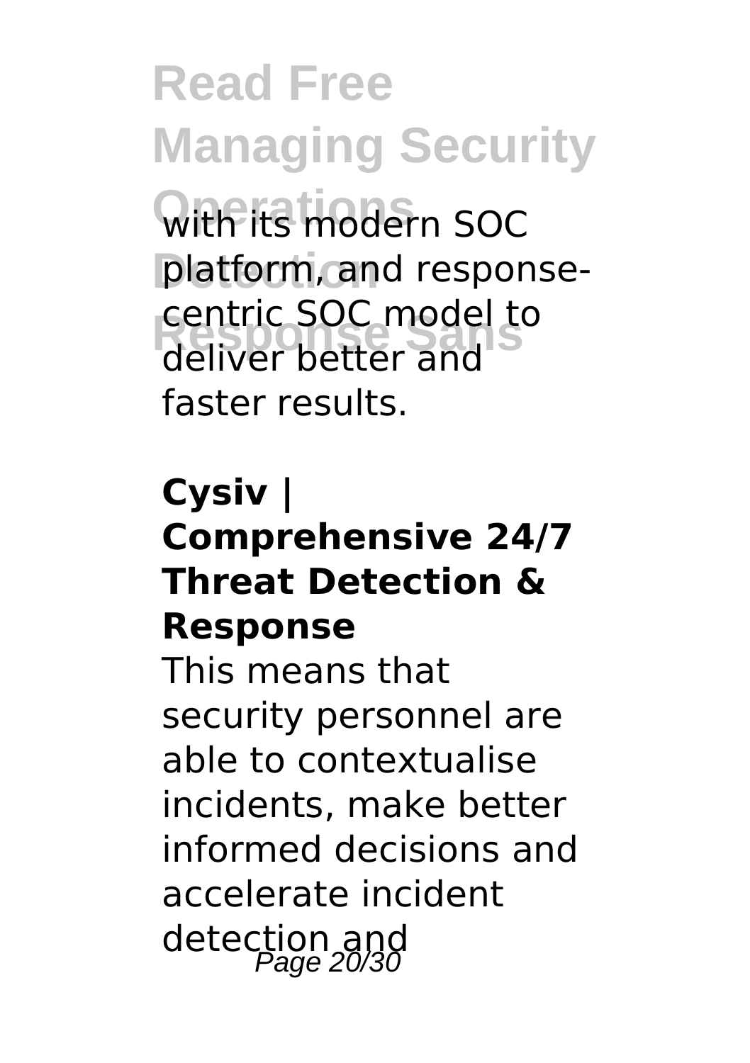with its modern SOC platform, and response-centric SOC model to deliver better and faster results.

**Cysiv | Comprehensive 24/7 Threat Detection & Response**

This means that security personnel are able to contextualise incidents, make better informed decisions and accelerate incident detection and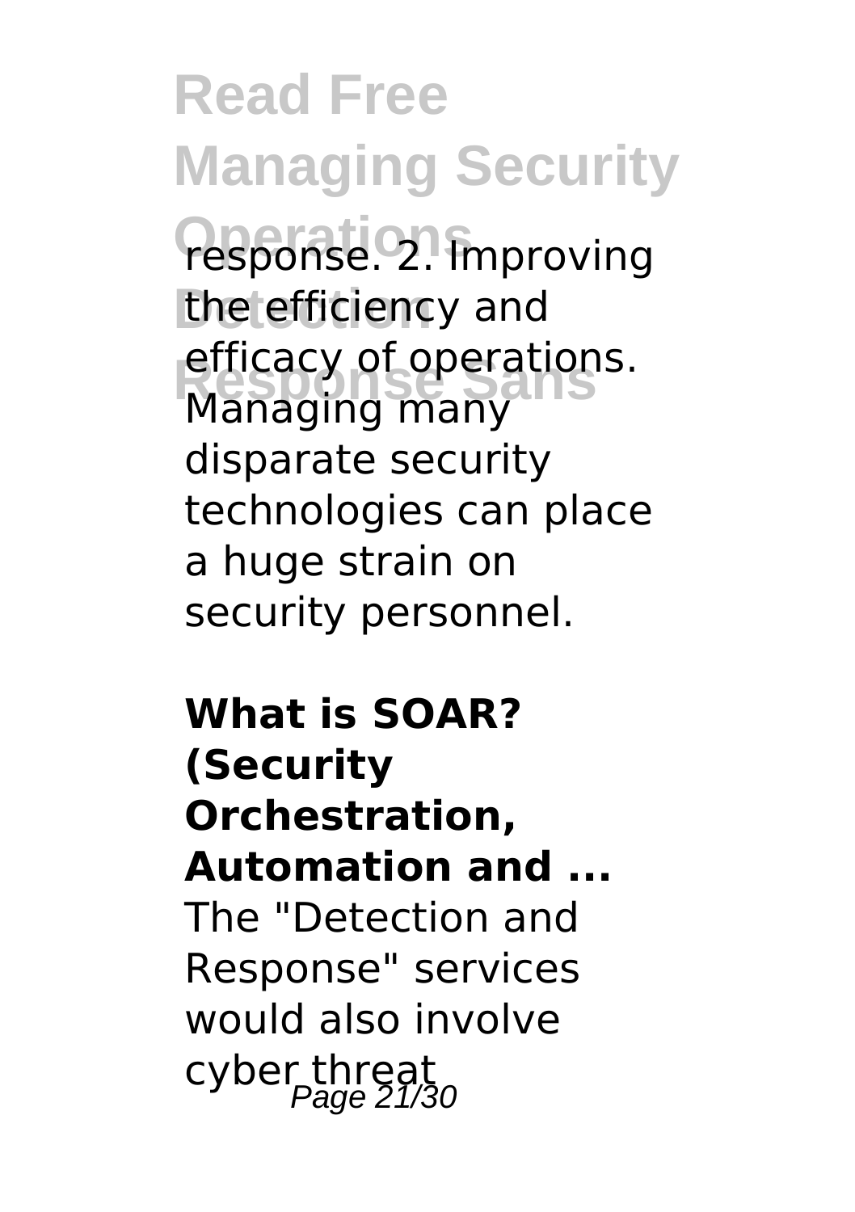response. 2. Improving the efficiency and efficacy of operations. Managing many disparate security technologies can place a huge strain on security personnel.

**What is SOAR? (Security Orchestration, Automation and ...**

The "Detection and Response" services would also involve cyber threat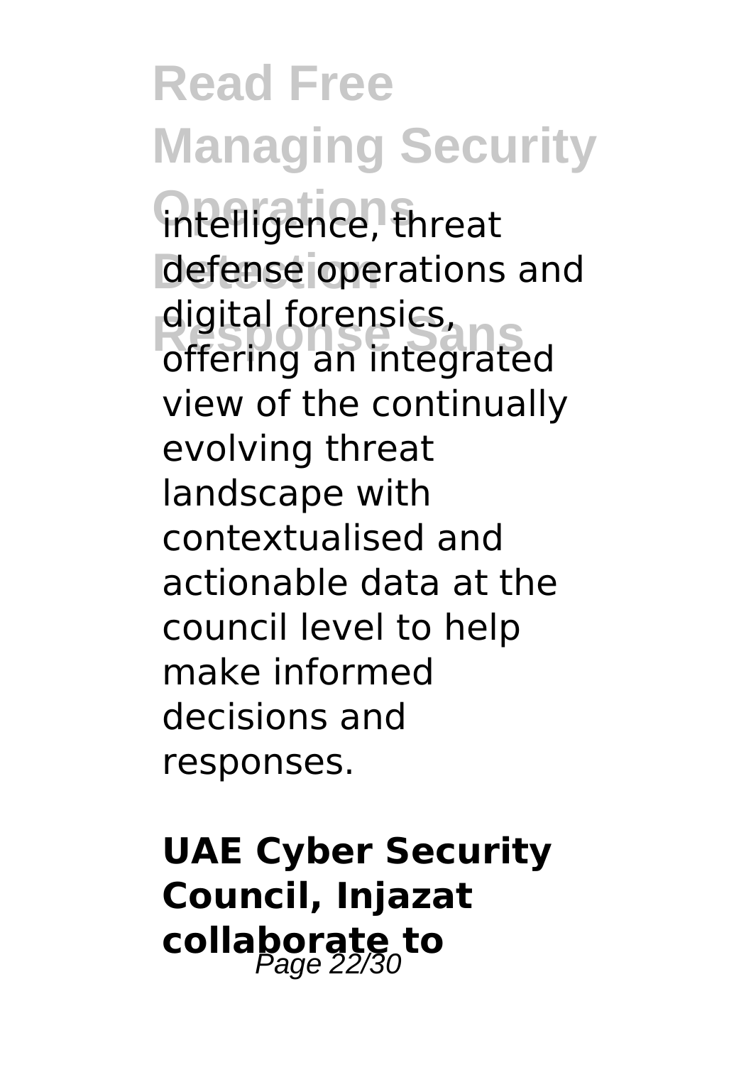intelligence, threat defense operations and digital forensics, offering an integrated view of the continually evolving threat landscape with contextualised and actionable data at the council level to help make informed decisions and responses.

**UAE Cyber Security Council, Injazat collaborate to**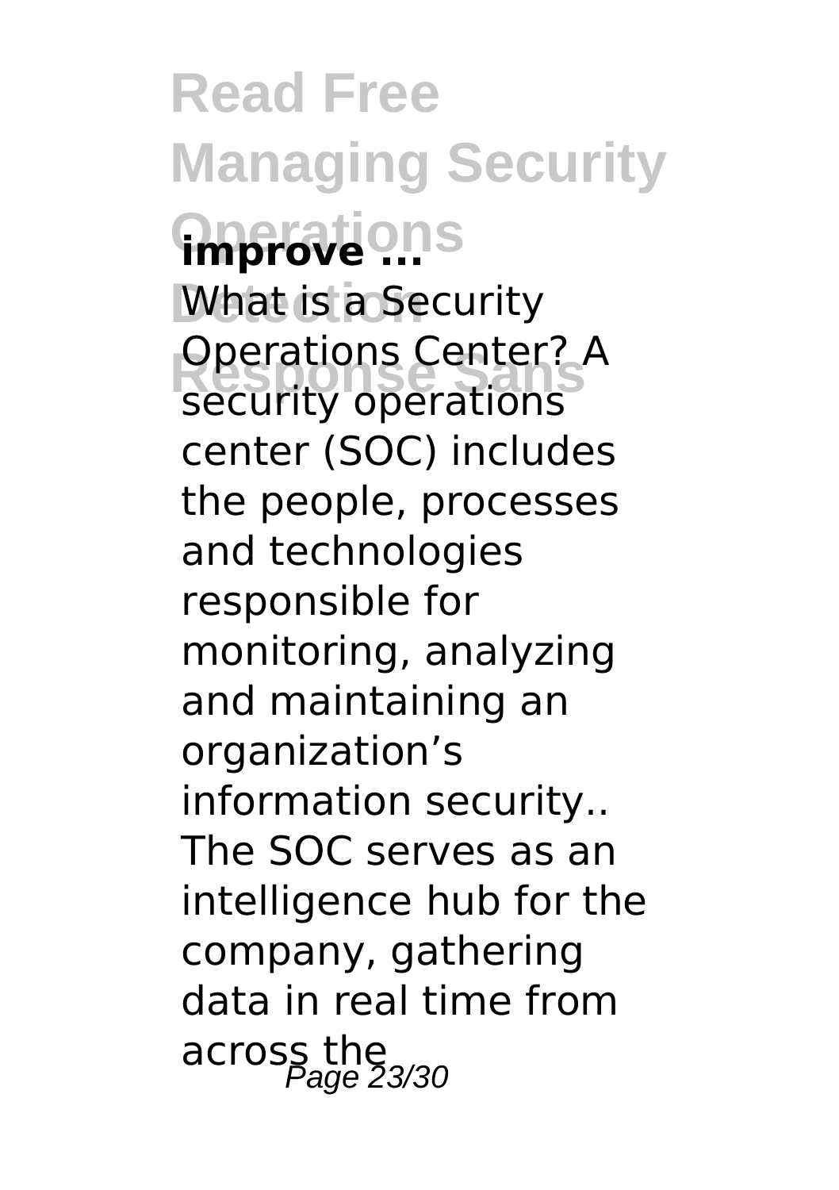**improve ...**

What is a Security Operations Center? A security operations center (SOC) includes the people, processes and technologies responsible for monitoring, analyzing and maintaining an organization's information security.. The SOC serves as an intelligence hub for the company, gathering data in real time from across the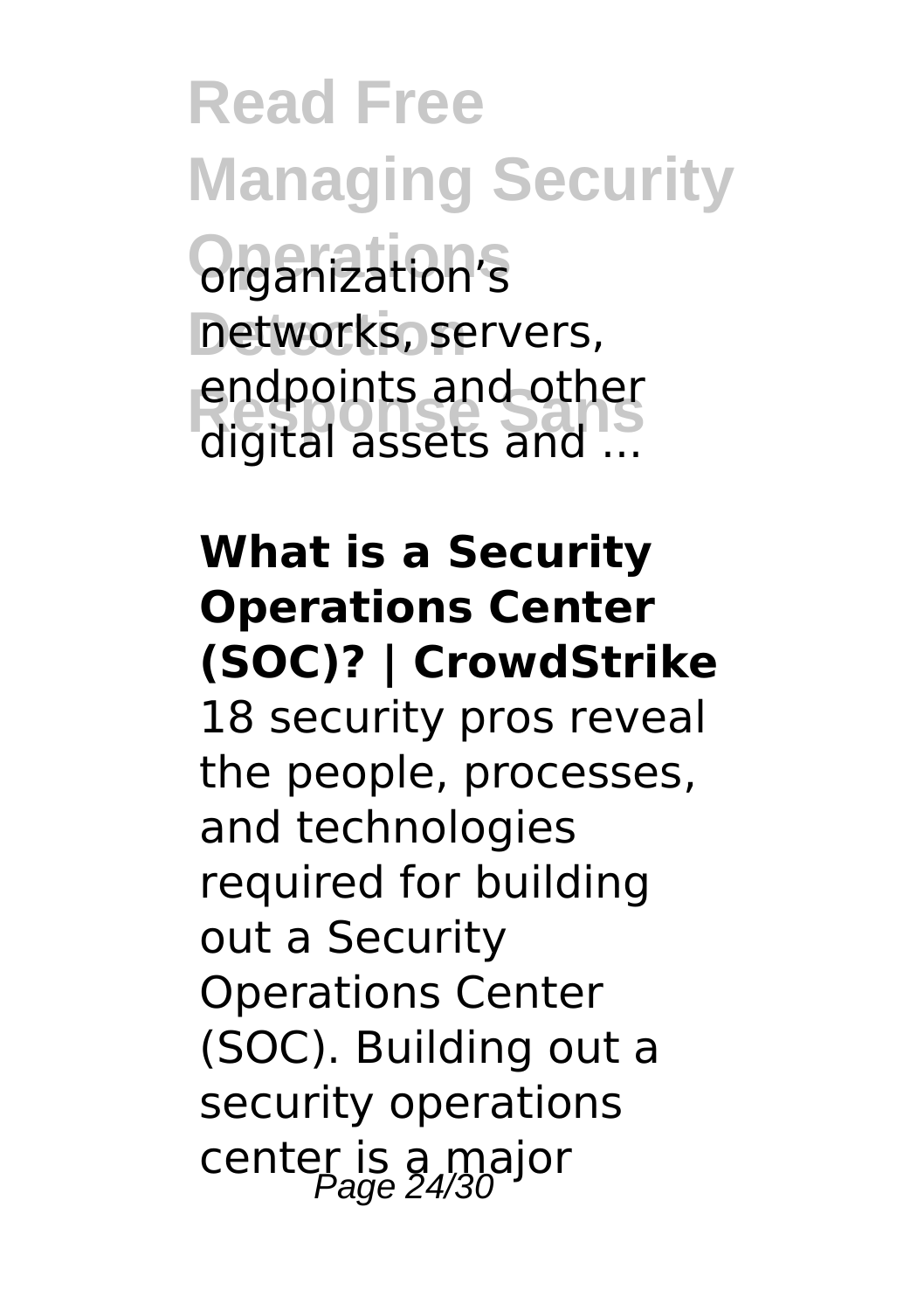organization's networks, servers, endpoints and other digital assets and ...

**What is a Security Operations Center (SOC)? | CrowdStrike**

18 security pros reveal the people, processes, and technologies required for building out a Security Operations Center (SOC). Building out a security operations center is a major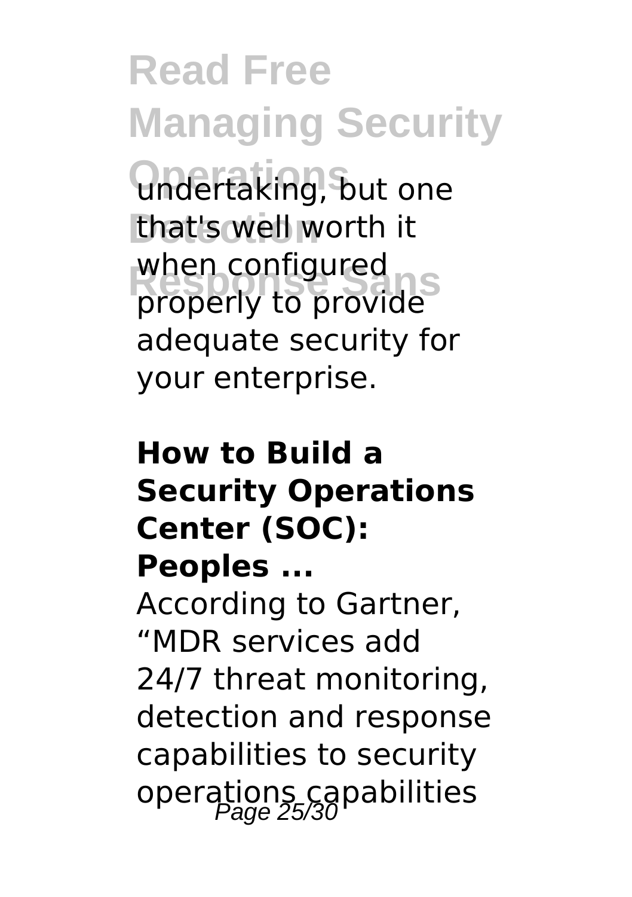undertaking, but one that's well worth it when configured properly to provide adequate security for your enterprise.

**How to Build a Security Operations Center (SOC): Peoples ...**

According to Gartner, "MDR services add 24/7 threat monitoring, detection and response capabilities to security operations capabilities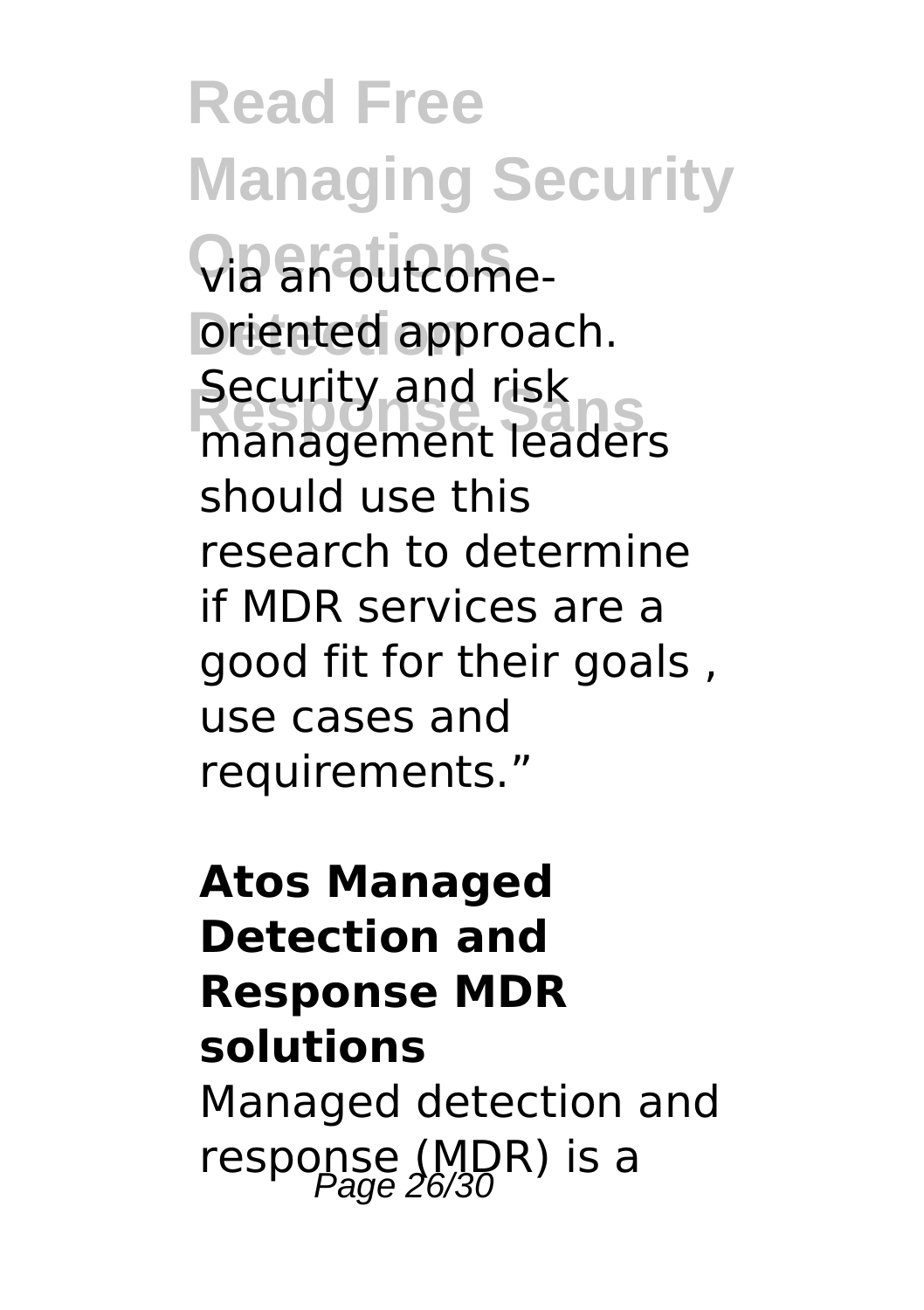via an outcome-oriented approach. Security and risk management leaders should use this research to determine if MDR services are a good fit for their goals , use cases and requirements."

**Atos Managed Detection and Response MDR solutions**

Managed detection and response (MDR) is a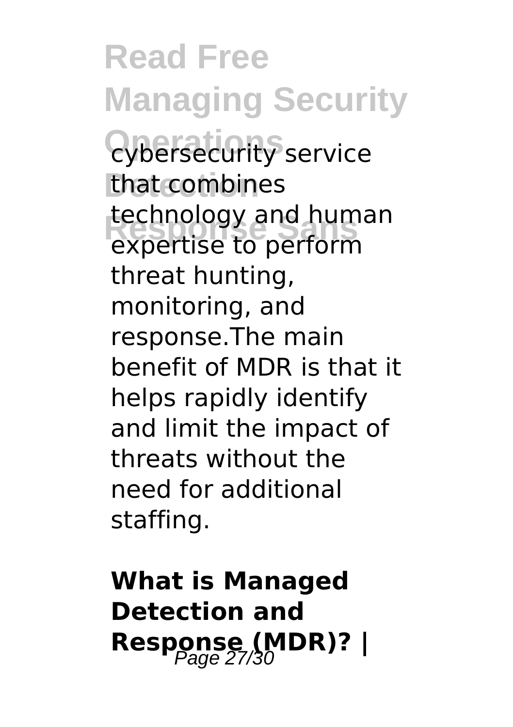cybersecurity service that combines technology and human expertise to perform threat hunting, monitoring, and response.The main benefit of MDR is that it helps rapidly identify and limit the impact of threats without the need for additional staffing.

**What is Managed Detection and Response (MDR)? |**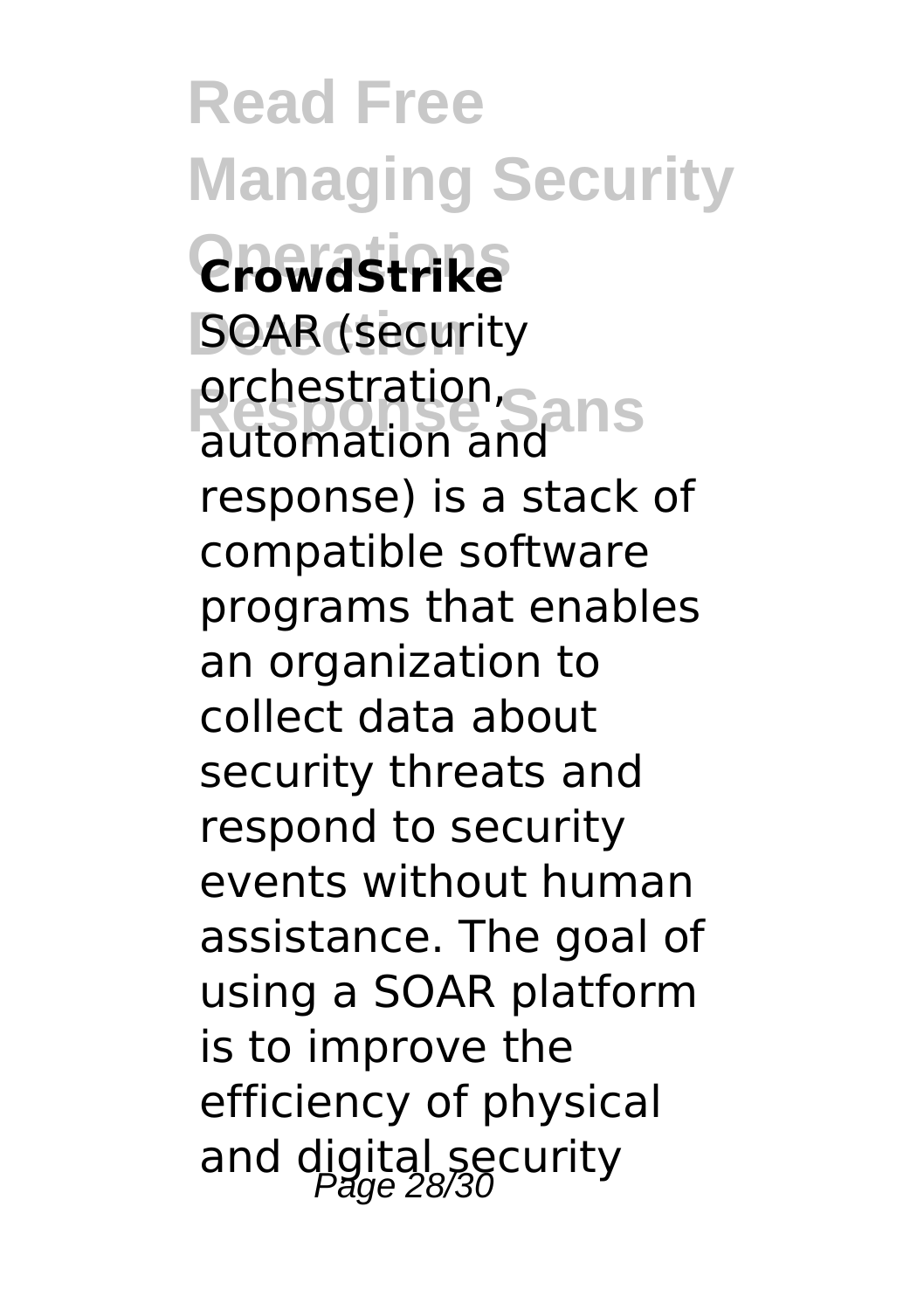**CrowdStrike**

SOAR (security orchestration, automation and response) is a stack of compatible software programs that enables an organization to collect data about security threats and respond to security events without human assistance. The goal of using a SOAR platform is to improve the efficiency of physical and digital security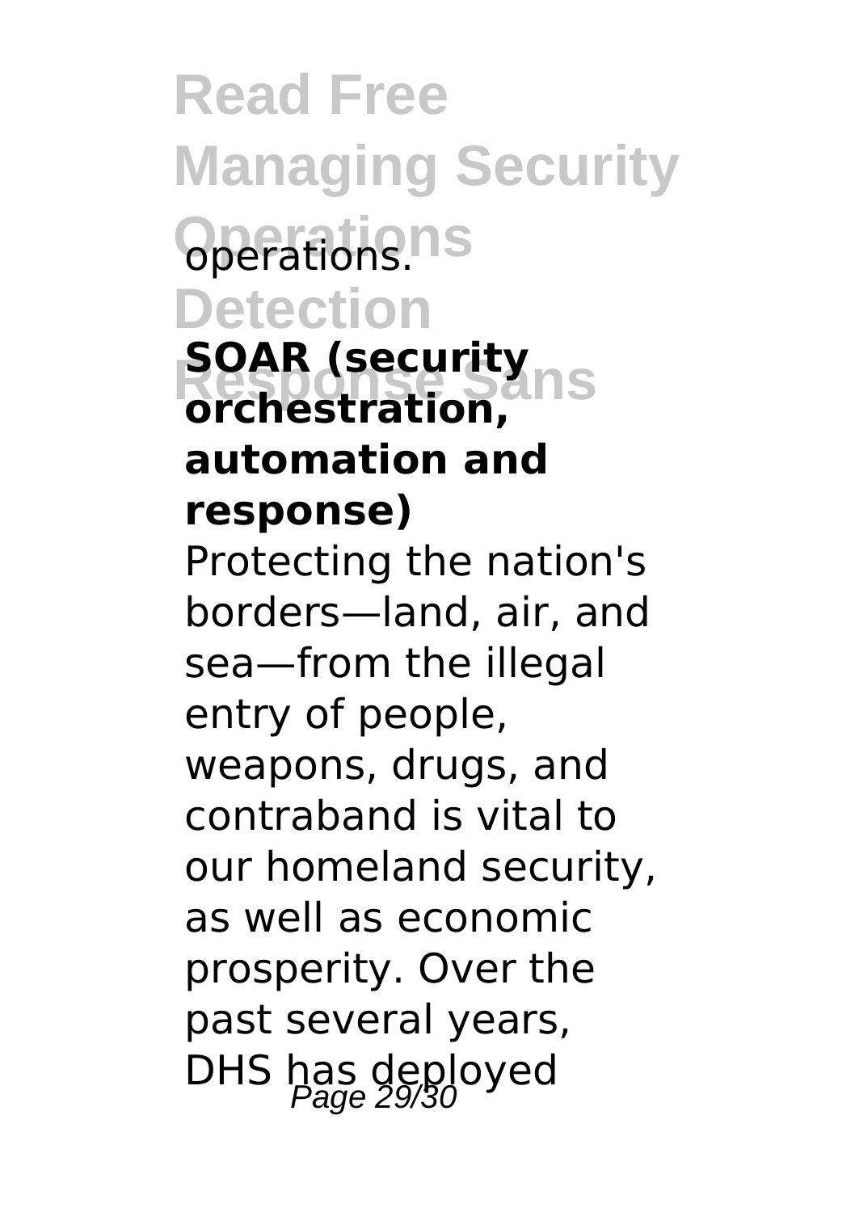operations.

**SOAR (security orchestration, automation and response)**

Protecting the nation's borders—land, air, and sea—from the illegal entry of people, weapons, drugs, and contraband is vital to our homeland security, as well as economic prosperity. Over the past several years, DHS has deployed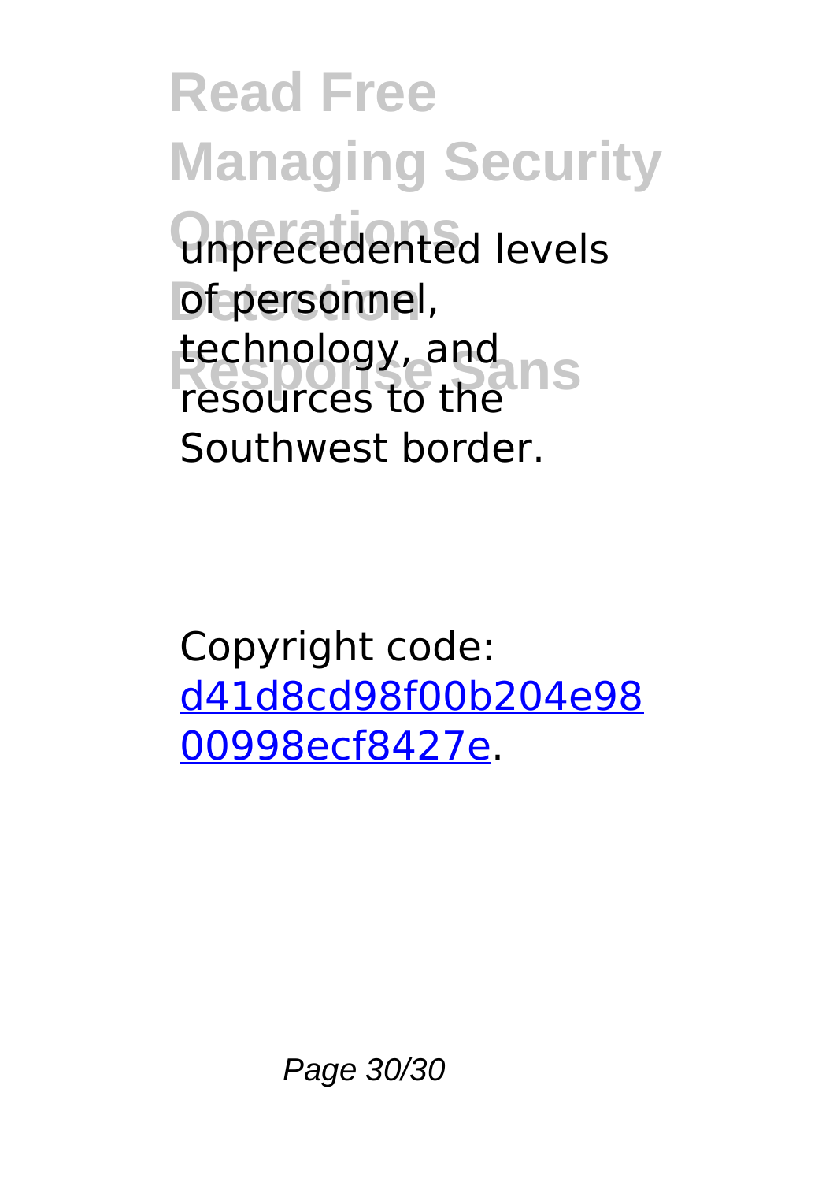unprecedented levels of personnel, technology, and resources to the Southwest border.

Copyright code: d41d8cd98f00b204e9800998ecf8427e.